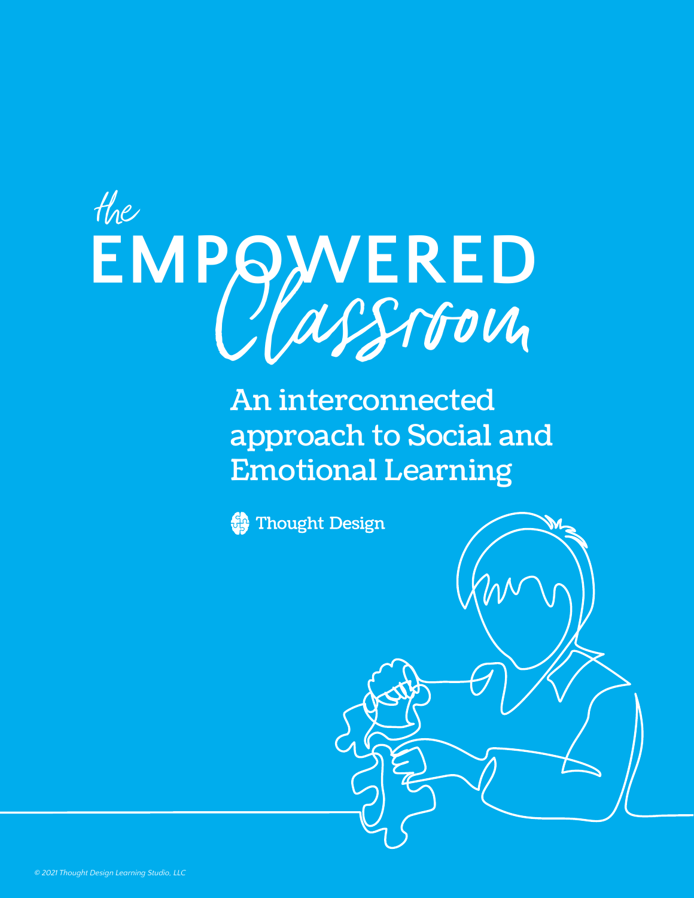# *the* EMPOWERED *Classroom*

## An interconnected approach to Social and Emotional Learning

Thought Design

*© 2021 Thought Design Learning Studio, LLC*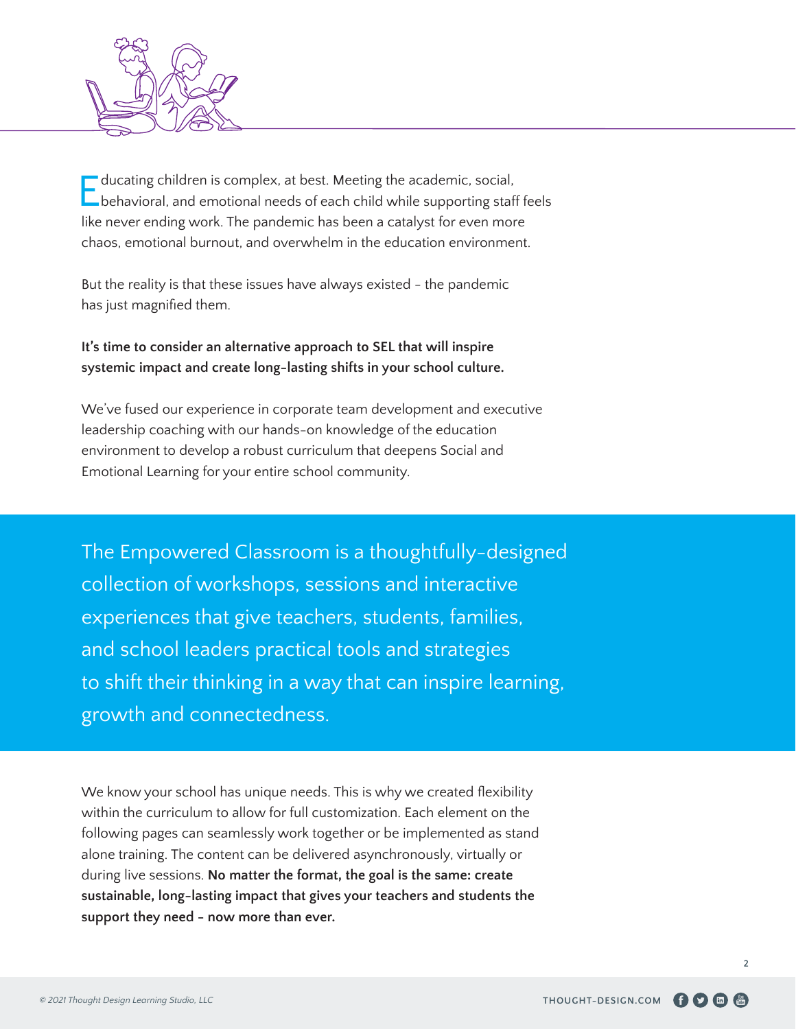Educating children is complex, at best. Meeting the academic, social, behavioral, and emotional needs of each child while supporting staff feels like never ending work. The pandemic has been a catalyst for even more chaos, emotional burnout, and overwhelm in the education environment.

But the reality is that these issues have always existed - the pandemic has just magnified them.

**It's time to consider an alternative approach to SEL that will inspire systemic impact and create long-lasting shifts in your school culture.**

We've fused our experience in corporate team development and executive leadership coaching with our hands-on knowledge of the education environment to develop a robust curriculum that deepens Social and Emotional Learning for your entire school community.

The Empowered Classroom is a thoughtfully-designed collection of workshops, sessions and interactive experiences that give teachers, students, families, and school leaders practical tools and strategies to shift their thinking in a way that can inspire learning, growth and connectedness.

We know your school has unique needs. This is why we created flexibility within the curriculum to allow for full customization. Each element on the following pages can seamlessly work together or be implemented as stand alone training. The content can be delivered asynchronously, virtually or during live sessions. **No matter the format, the goal is the same: create sustainable, long-lasting impact that gives your teachers and students the support they need - now more than ever.**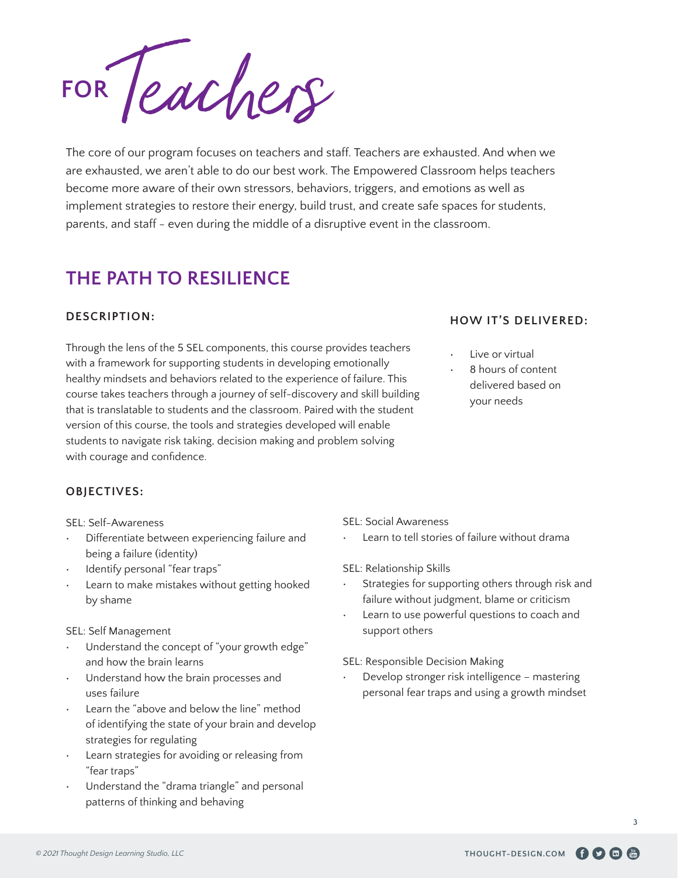# FOR Teachers

The core of our program focuses on teachers and staff. Teachers are exhausted. And when we are exhausted, we aren't able to do our best work. The Empowered Classroom helps teachers become more aware of their own stressors, behaviors, triggers, and emotions as well as implement strategies to restore their energy, build trust, and create safe spaces for students, parents, and staff - even during the middle of a disruptive event in the classroom.

## THE PATH TO RESILIENCE

### DESCRIPTION:

Through the lens of the 5 SEL components, this course provides teachers with a framework for supporting students in developing emotionally healthy mindsets and behaviors related to the experience of failure. This course takes teachers through a journey of self-discovery and skill building that is translatable to students and the classroom. Paired with the student version of this course, the tools and strategies developed will enable students to navigate risk taking, decision making and problem solving with courage and confidence.

### HOW IT'S DELIVERED:

- Live or virtual
- 8 hours of content delivered based on your needs

### OBJECTIVES:

SEL: Self-Awareness

- Differentiate between experiencing failure and being a failure (identity)
- Identify personal "fear traps"
- Learn to make mistakes without getting hooked by shame

SEL: Self Management

- Understand the concept of "your growth edge" and how the brain learns
- Understand how the brain processes and uses failure
- Learn the "above and below the line" method of identifying the state of your brain and develop strategies for regulating
- Learn strategies for avoiding or releasing from "fear traps"
- Understand the "drama triangle" and personal patterns of thinking and behaving

SEL: Social Awareness

- Learn to tell stories of failure without drama

SEL: Relationship Skills

- Strategies for supporting others through risk and failure without judgment, blame or criticism
- Learn to use powerful questions to coach and support others

SEL: Responsible Decision Making

- Develop stronger risk intelligence – mastering personal fear traps and using a growth mindset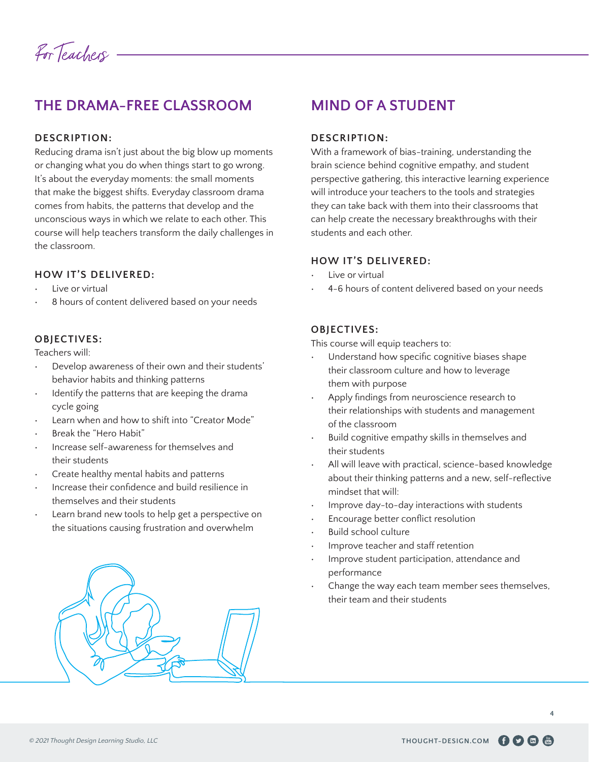*For Teachers*

## THE DRAMA-FREE CLASSROOM

### DESCRIPTION:

Reducing drama isn't just about the big blow up moments or changing what you do when things start to go wrong. It's about the everyday moments: the small moments that make the biggest shifts. Everyday classroom drama comes from habits, the patterns that develop and the unconscious ways in which we relate to each other. This course will help teachers transform the daily challenges in the classroom.

### HOW IT'S DELIVERED:

- Live or virtual
- 8 hours of content delivered based on your needs

### OBJECTIVES:

Teachers will:

- Develop awareness of their own and their students' behavior habits and thinking patterns
- Identify the patterns that are keeping the drama cycle going
- Learn when and how to shift into "Creator Mode"
- Break the "Hero Habit"
- Increase self-awareness for themselves and their students
- Create healthy mental habits and patterns
- Increase their confidence and build resilience in themselves and their students
- Learn brand new tools to help get a perspective on the situations causing frustration and overwhelm

## MIND OF A STUDENT

### DESCRIPTION:

With a framework of bias-training, understanding the brain science behind cognitive empathy, and student perspective gathering, this interactive learning experience will introduce your teachers to the tools and strategies they can take back with them into their classrooms that can help create the necessary breakthroughs with their students and each other.

### HOW IT'S DELIVERED:

- Live or virtual
- 4-6 hours of content delivered based on your needs

### OBJECTIVES:

This course will equip teachers to:

- Understand how specific cognitive biases shape their classroom culture and how to leverage them with purpose
- Apply findings from neuroscience research to their relationships with students and management of the classroom
- Build cognitive empathy skills in themselves and their students
- All will leave with practical, science-based knowledge about their thinking patterns and a new, self-reflective mindset that will:
- Improve day-to-day interactions with students
- Encourage better conflict resolution
- Build school culture
- Improve teacher and staff retention
- Improve student participation, attendance and performance
- Change the way each team member sees themselves, their team and their students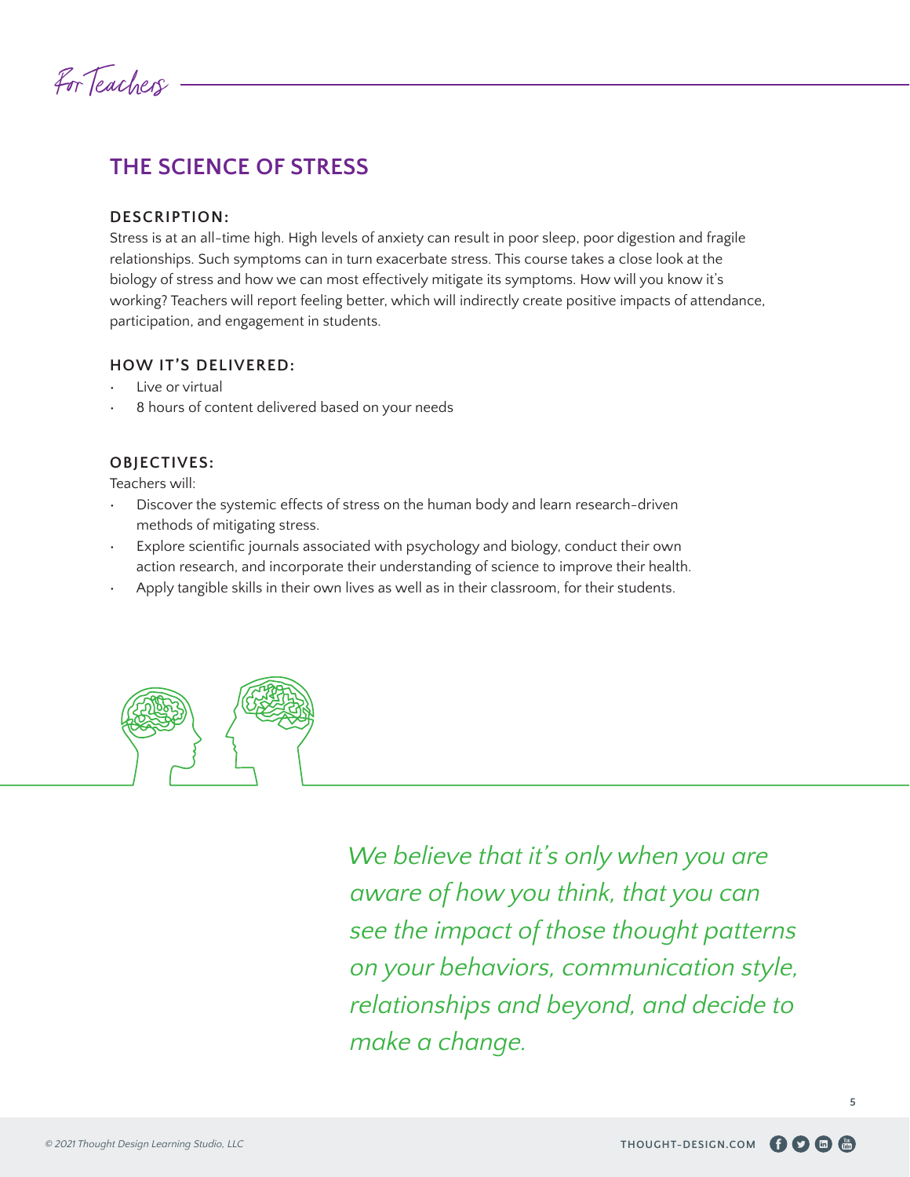*For Teachers*

## THE SCIENCE OF STRESS

### DESCRIPTION:

Stress is at an all-time high. High levels of anxiety can result in poor sleep, poor digestion and fragile relationships. Such symptoms can in turn exacerbate stress. This course takes a close look at the biology of stress and how we can most effectively mitigate its symptoms. How will you know it's working? Teachers will report feeling better, which will indirectly create positive impacts of attendance, participation, and engagement in students.

### HOW IT'S DELIVERED:

- Live or virtual
- 8 hours of content delivered based on your needs

### OBJECTIVES:

Teachers will:

- Discover the systemic effects of stress on the human body and learn research-driven methods of mitigating stress.
- Explore scientific journals associated with psychology and biology, conduct their own action research, and incorporate their understanding of science to improve their health.
- Apply tangible skills in their own lives as well as in their classroom, for their students.

*We believe that it's only when you are aware of how you think, that you can see the impact of those thought patterns on your behaviors, communication style, relationships and beyond, and decide to make a change.*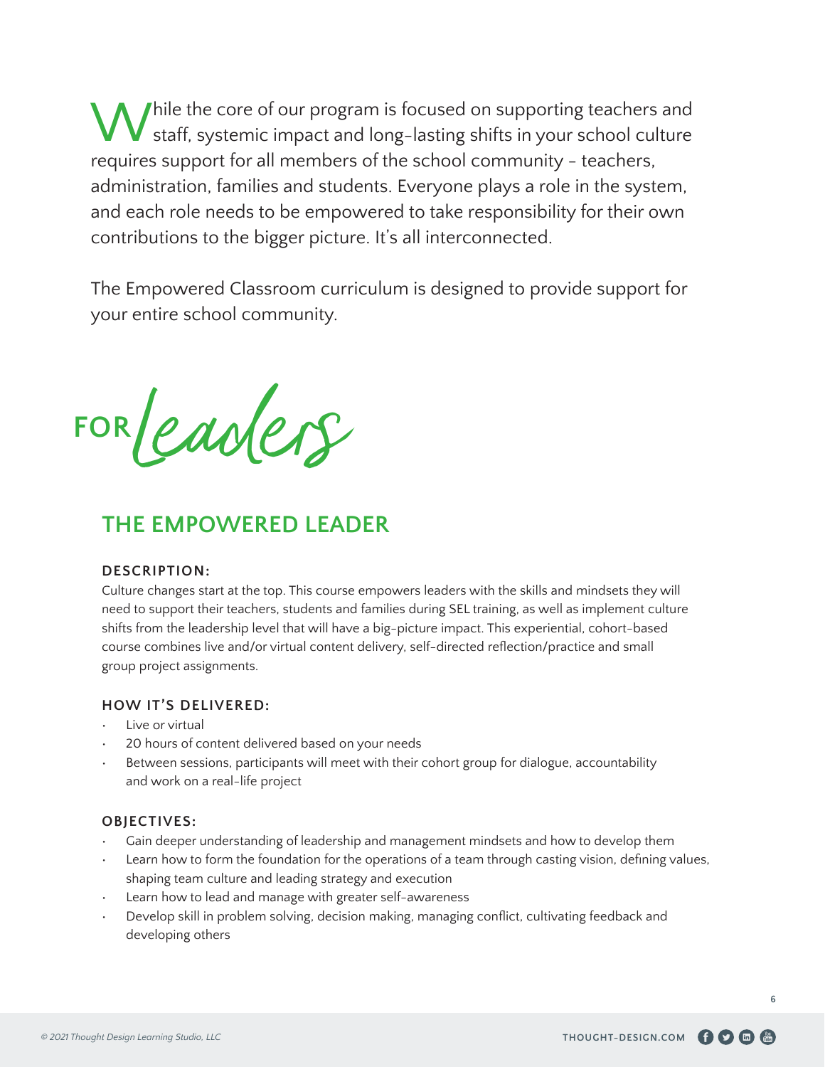While the core of our program is focused on supporting teachers and staff, systemic impact and long-lasting shifts in your school culture requires support for all members of the school community - teachers, administration, families and students. Everyone plays a role in the system, and each role needs to be empowered to take responsibility for their own contributions to the bigger picture. It's all interconnected.

The Empowered Classroom curriculum is designed to provide support for your entire school community.

# FOR Leaders

## THE EMPOWERED LEADER

### DESCRIPTION:

Culture changes start at the top. This course empowers leaders with the skills and mindsets they will need to support their teachers, students and families during SEL training, as well as implement culture shifts from the leadership level that will have a big-picture impact. This experiential, cohort-based course combines live and/or virtual content delivery, self-directed reflection/practice and small group project assignments.

### HOW IT'S DELIVERED:

- Live or virtual
- 20 hours of content delivered based on your needs
- Between sessions, participants will meet with their cohort group for dialogue, accountability and work on a real-life project

### OBJECTIVES:

- Gain deeper understanding of leadership and management mindsets and how to develop them
- Learn how to form the foundation for the operations of a team through casting vision, defining values, shaping team culture and leading strategy and execution
- Learn how to lead and manage with greater self-awareness
- Develop skill in problem solving, decision making, managing conflict, cultivating feedback and developing others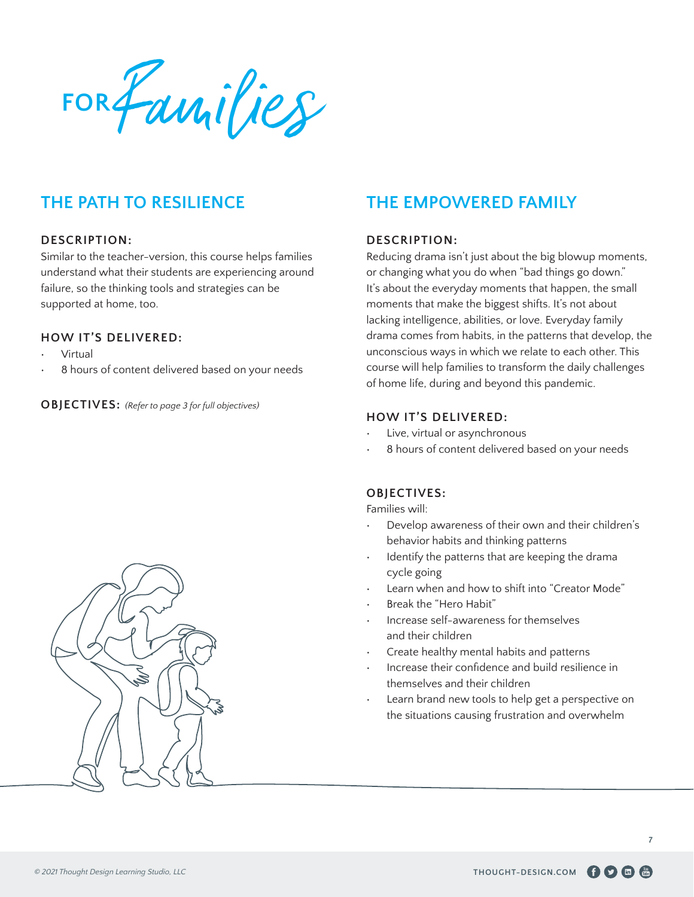# FOR *Families*

## THE PATH TO RESILIENCE

### DESCRIPTION:

Similar to the teacher-version, this course helps families understand what their students are experiencing around failure, so the thinking tools and strategies can be supported at home, too.

### HOW IT'S DELIVERED:

- Virtual
- 8 hours of content delivered based on your needs

**OBJECTIVES:** *(Refer to page 3 for full objectives)*

## THE EMPOWERED FAMILY

### DESCRIPTION:

Reducing drama isn't just about the big blowup moments, or changing what you do when "bad things go down." It's about the everyday moments that happen, the small moments that make the biggest shifts. It's not about lacking intelligence, abilities, or love. Everyday family drama comes from habits, in the patterns that develop, the unconscious ways in which we relate to each other. This course will help families to transform the daily challenges of home life, during and beyond this pandemic.

### HOW IT'S DELIVERED:

- Live, virtual or asynchronous
- 8 hours of content delivered based on your needs

### OBJECTIVES:

Families will:

- Develop awareness of their own and their children's behavior habits and thinking patterns
- Identify the patterns that are keeping the drama cycle going
- Learn when and how to shift into "Creator Mode"
- Break the "Hero Habit"
- Increase self-awareness for themselves and their children
- Create healthy mental habits and patterns
- Increase their confidence and build resilience in themselves and their children
- Learn brand new tools to help get a perspective on the situations causing frustration and overwhelm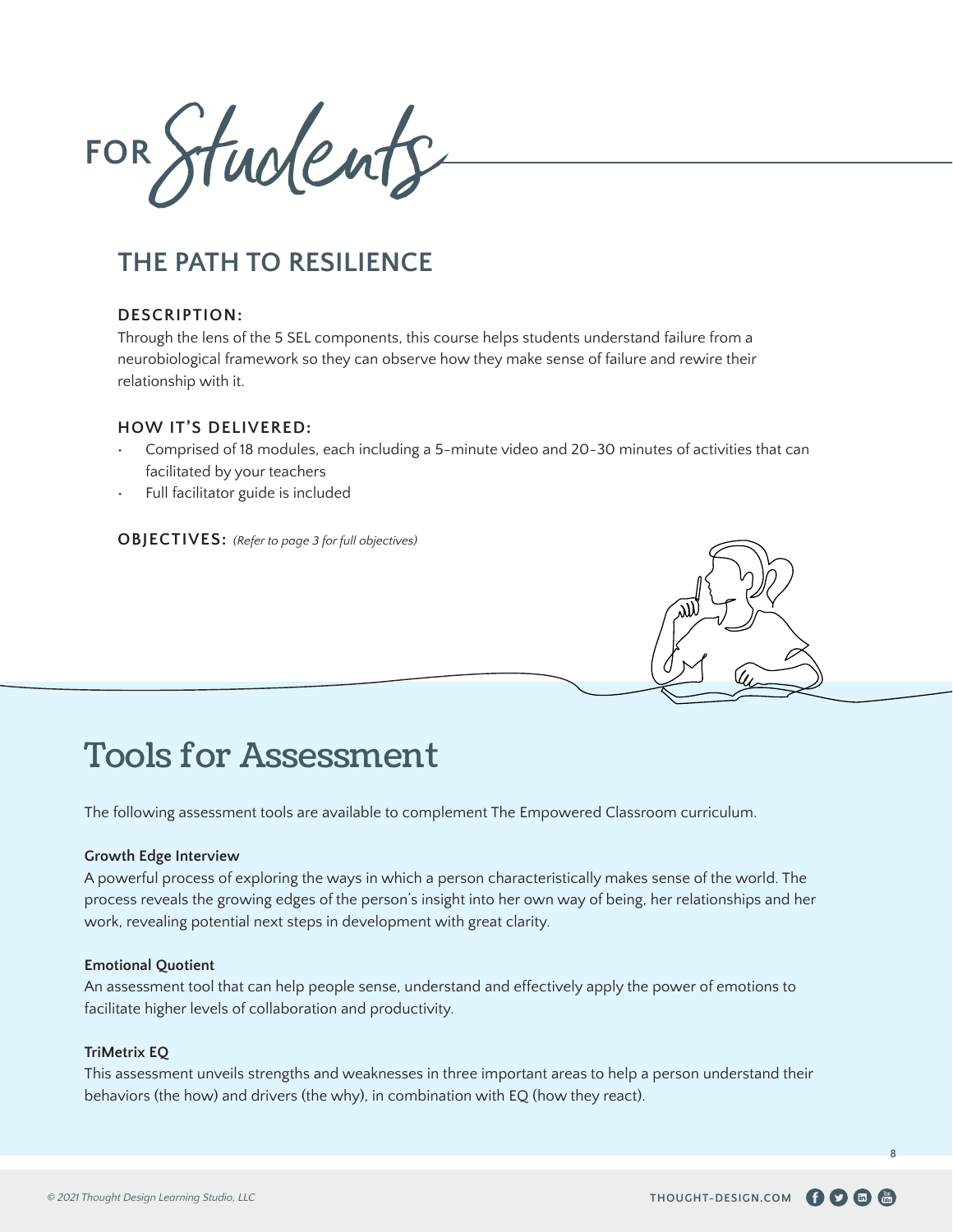# FOR Students

## THE PATH TO RESILIENCE

### DESCRIPTION:

Through the lens of the 5 SEL components, this course helps students understand failure from a neurobiological framework so they can observe how they make sense of failure and rewire their relationship with it.

### HOW IT'S DELIVERED:

- Comprised of 18 modules, each including a 5-minute video and 20-30 minutes of activities that can facilitated by your teachers
- Full facilitator guide is included

**OBJECTIVES:** *(Refer to page 3 for full objectives)*

# Tools for Assessment

The following assessment tools are available to complement The Empowered Classroom curriculum.

**Growth Edge Interview**

A powerful process of exploring the ways in which a person characteristically makes sense of the world. The process reveals the growing edges of the person's insight into her own way of being, her relationships and her work, revealing potential next steps in development with great clarity.

**Emotional Quotient**

An assessment tool that can help people sense, understand and effectively apply the power of emotions to facilitate higher levels of collaboration and productivity.

**TriMetrix EQ**

This assessment unveils strengths and weaknesses in three important areas to help a person understand their behaviors (the how) and drivers (the why), in combination with EQ (how they react).

*© 2021 Thought Design Learning Studio, LLC*

THOUGHT-DESIGN.COM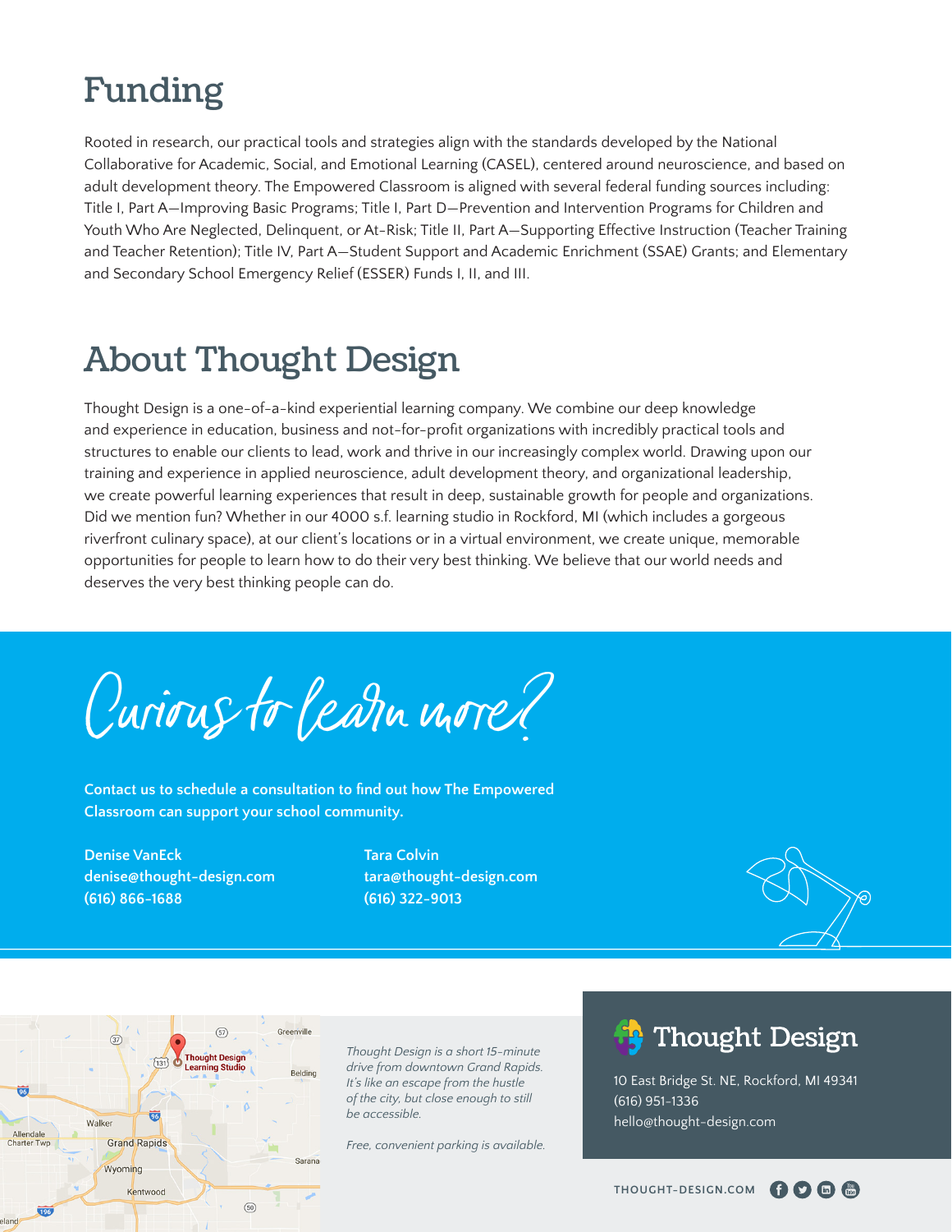# Funding

Rooted in research, our practical tools and strategies align with the standards developed by the National Collaborative for Academic, Social, and Emotional Learning (CASEL), centered around neuroscience, and based on adult development theory. The Empowered Classroom is aligned with several federal funding sources including: Title I, Part A—Improving Basic Programs; Title I, Part D—Prevention and Intervention Programs for Children and Youth Who Are Neglected, Delinquent, or At-Risk; Title II, Part A—Supporting Effective Instruction (Teacher Training and Teacher Retention); Title IV, Part A—Student Support and Academic Enrichment (SSAE) Grants; and Elementary and Secondary School Emergency Relief (ESSER) Funds I, II, and III.

# About Thought Design

Thought Design is a one-of-a-kind experiential learning company. We combine our deep knowledge and experience in education, business and not-for-profit organizations with incredibly practical tools and structures to enable our clients to lead, work and thrive in our increasingly complex world. Drawing upon our training and experience in applied neuroscience, adult development theory, and organizational leadership, we create powerful learning experiences that result in deep, sustainable growth for people and organizations. Did we mention fun? Whether in our 4000 s.f. learning studio in Rockford, MI (which includes a gorgeous riverfront culinary space), at our client's locations or in a virtual environment, we create unique, memorable opportunities for people to learn how to do their very best thinking. We believe that our world needs and deserves the very best thinking people can do.

## Curious to learn more?

**Contact us to schedule a consultation to find out how The Empowered Classroom can support your school community.**

**Denise VanEck**
**denise@thought-design.com**
**(616) 866-1688**

**Tara Colvin**
**tara@thought-design.com**
**(616) 322-9013**

Thought Design Learning Studio

Greenville
Belding
Walker
Allendale Charter Twp
Grand Rapids
Wyoming
Kentwood
Sarana

*Thought Design is a short 15-minute drive from downtown Grand Rapids. It's like an escape from the hustle of the city, but close enough to still be accessible.*

*Free, convenient parking is available.*

**Thought Design**

10 East Bridge St. NE, Rockford, MI 49341
(616) 951-1336
hello@thought-design.com

THOUGHT-DESIGN.COM